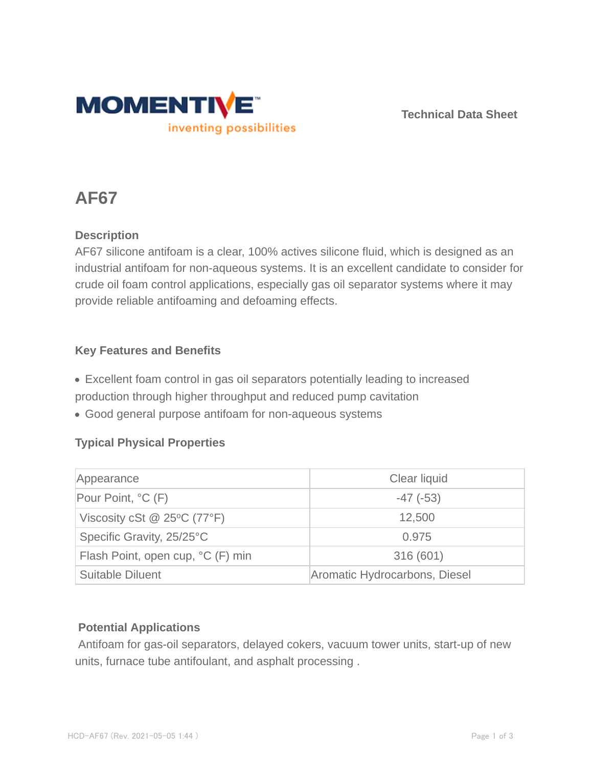Technical Data Sheet

# AF67

## Description

AF67 silicone antifoam is a clear, 100% actives silicone fluid, which is designed as an industrial antifoam for non-aqueous systems. It is an excellent candidate to consider for crude oil foam control applications, especially gas oil separator systems where it may provide reliable antifoaming and defoaming effects.

## Key Features and Benefits

- Excellent foam control in gas oil separators potentially leading to increased production through higher throughput and reduced pump cavitation
- Good general purpose antifoam for non-aqueous systems

## Typical Physical Properties

| Property | Value |
| --- | --- |
| Appearance | Clear liquid |
| Pour Point, °C (F) | -47 (-53) |
| Viscosity cSt @ 25ºC (77°F) | 12,500 |
| Specific Gravity, 25/25°C | 0.975 |
| Flash Point, open cup, °C (F) min | 316 (601) |
| Suitable Diluent | Aromatic Hydrocarbons, Diesel |

## Potential Applications

Antifoam for gas-oil separators, delayed cokers, vacuum tower units, start-up of new units, furnace tube antifoulant, and asphalt processing .

HCD-AF67 (Rev. 2021-05-05 1:44 )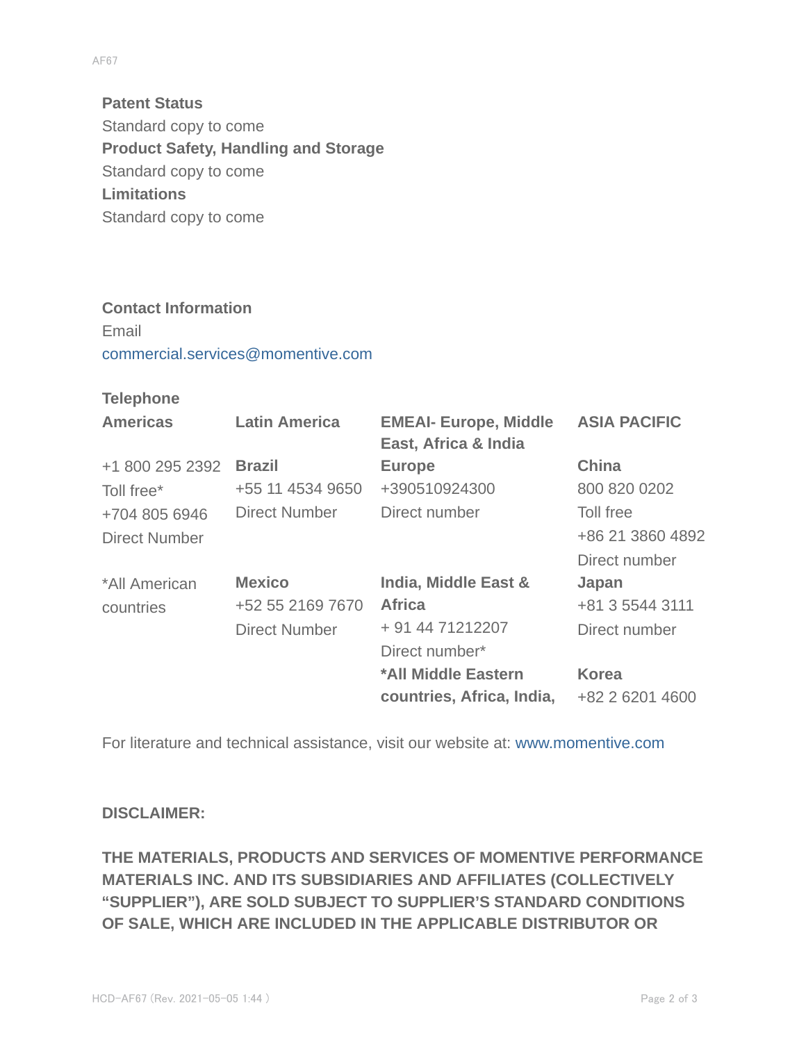**Patent Status**

Standard copy to come

**Product Safety, Handling and Storage**

Standard copy to come

**Limitations**

Standard copy to come

**Contact Information**

Email

commercial.services@momentive.com

**Telephone**

| **Americas** | **Latin America** | **EMEAI- Europe, Middle East, Africa & India** | **ASIA PACIFIC** |
|---|---|---|---|
| +1 800 295 2392<br>Toll free*<br>+704 805 6946<br>Direct Number | **Brazil**<br>+55 11 4534 9650<br>Direct Number | **Europe**<br>+390510924300<br>Direct number | **China**<br>800 820 0202<br>Toll free<br>+86 21 3860 4892<br>Direct number |
| *All American countries | **Mexico**<br>+52 55 2169 7670<br>Direct Number | **India, Middle East & Africa**<br>+ 91 44 71212207<br>Direct number* | **Japan**<br>+81 3 5544 3111<br>Direct number |
| | | ***All Middle Eastern countries, Africa, India,** | **Korea**<br>+82 2 6201 4600 |

For literature and technical assistance, visit our website at: www.momentive.com

**DISCLAIMER:**

**THE MATERIALS, PRODUCTS AND SERVICES OF MOMENTIVE PERFORMANCE MATERIALS INC. AND ITS SUBSIDIARIES AND AFFILIATES (COLLECTIVELY "SUPPLIER"), ARE SOLD SUBJECT TO SUPPLIER'S STANDARD CONDITIONS OF SALE, WHICH ARE INCLUDED IN THE APPLICABLE DISTRIBUTOR OR**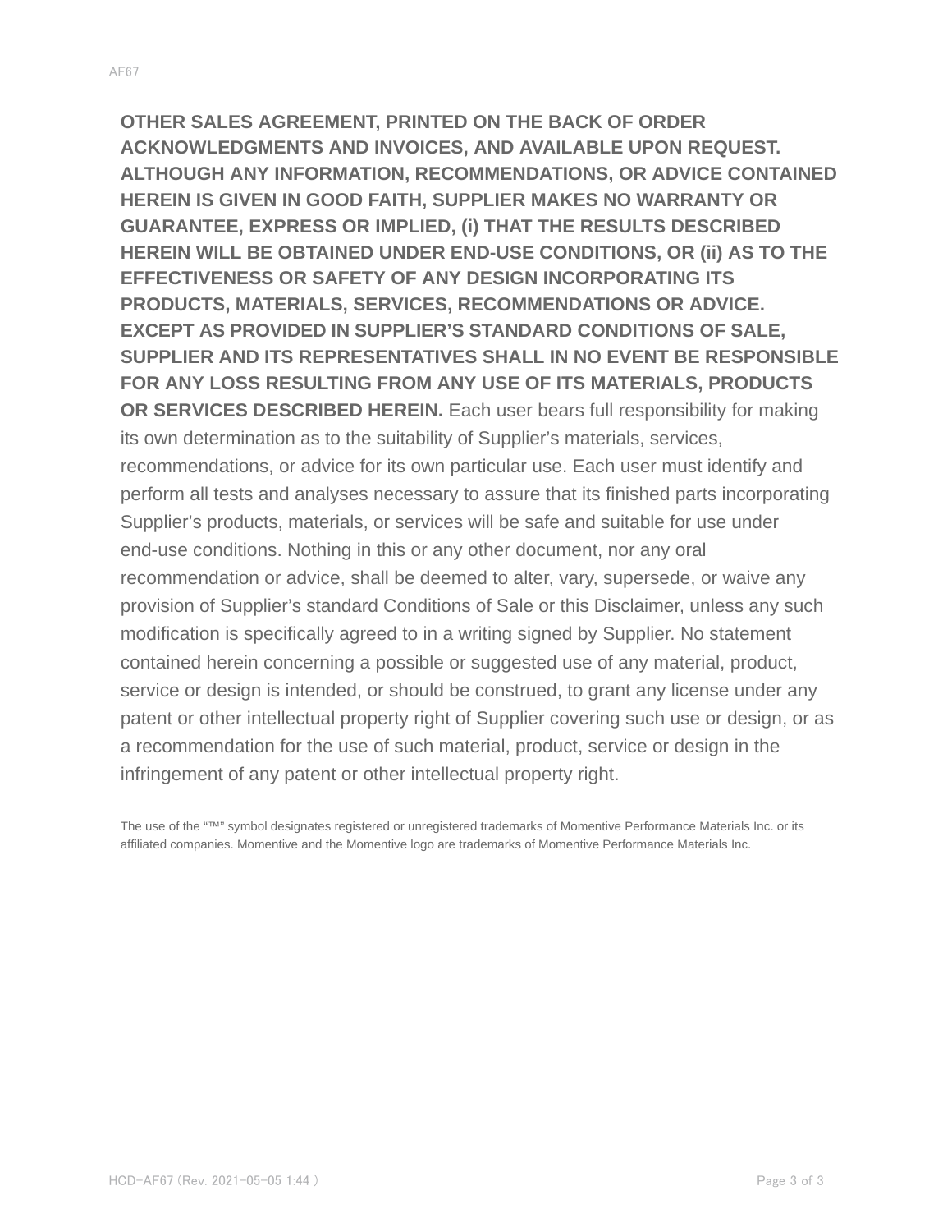**OTHER SALES AGREEMENT, PRINTED ON THE BACK OF ORDER ACKNOWLEDGMENTS AND INVOICES, AND AVAILABLE UPON REQUEST. ALTHOUGH ANY INFORMATION, RECOMMENDATIONS, OR ADVICE CONTAINED HEREIN IS GIVEN IN GOOD FAITH, SUPPLIER MAKES NO WARRANTY OR GUARANTEE, EXPRESS OR IMPLIED, (i) THAT THE RESULTS DESCRIBED HEREIN WILL BE OBTAINED UNDER END-USE CONDITIONS, OR (ii) AS TO THE EFFECTIVENESS OR SAFETY OF ANY DESIGN INCORPORATING ITS PRODUCTS, MATERIALS, SERVICES, RECOMMENDATIONS OR ADVICE. EXCEPT AS PROVIDED IN SUPPLIER'S STANDARD CONDITIONS OF SALE, SUPPLIER AND ITS REPRESENTATIVES SHALL IN NO EVENT BE RESPONSIBLE FOR ANY LOSS RESULTING FROM ANY USE OF ITS MATERIALS, PRODUCTS OR SERVICES DESCRIBED HEREIN.** Each user bears full responsibility for making its own determination as to the suitability of Supplier's materials, services, recommendations, or advice for its own particular use. Each user must identify and perform all tests and analyses necessary to assure that its finished parts incorporating Supplier's products, materials, or services will be safe and suitable for use under end-use conditions. Nothing in this or any other document, nor any oral recommendation or advice, shall be deemed to alter, vary, supersede, or waive any provision of Supplier's standard Conditions of Sale or this Disclaimer, unless any such modification is specifically agreed to in a writing signed by Supplier. No statement contained herein concerning a possible or suggested use of any material, product, service or design is intended, or should be construed, to grant any license under any patent or other intellectual property right of Supplier covering such use or design, or as a recommendation for the use of such material, product, service or design in the infringement of any patent or other intellectual property right.

The use of the "™" symbol designates registered or unregistered trademarks of Momentive Performance Materials Inc. or its affiliated companies. Momentive and the Momentive logo are trademarks of Momentive Performance Materials Inc.